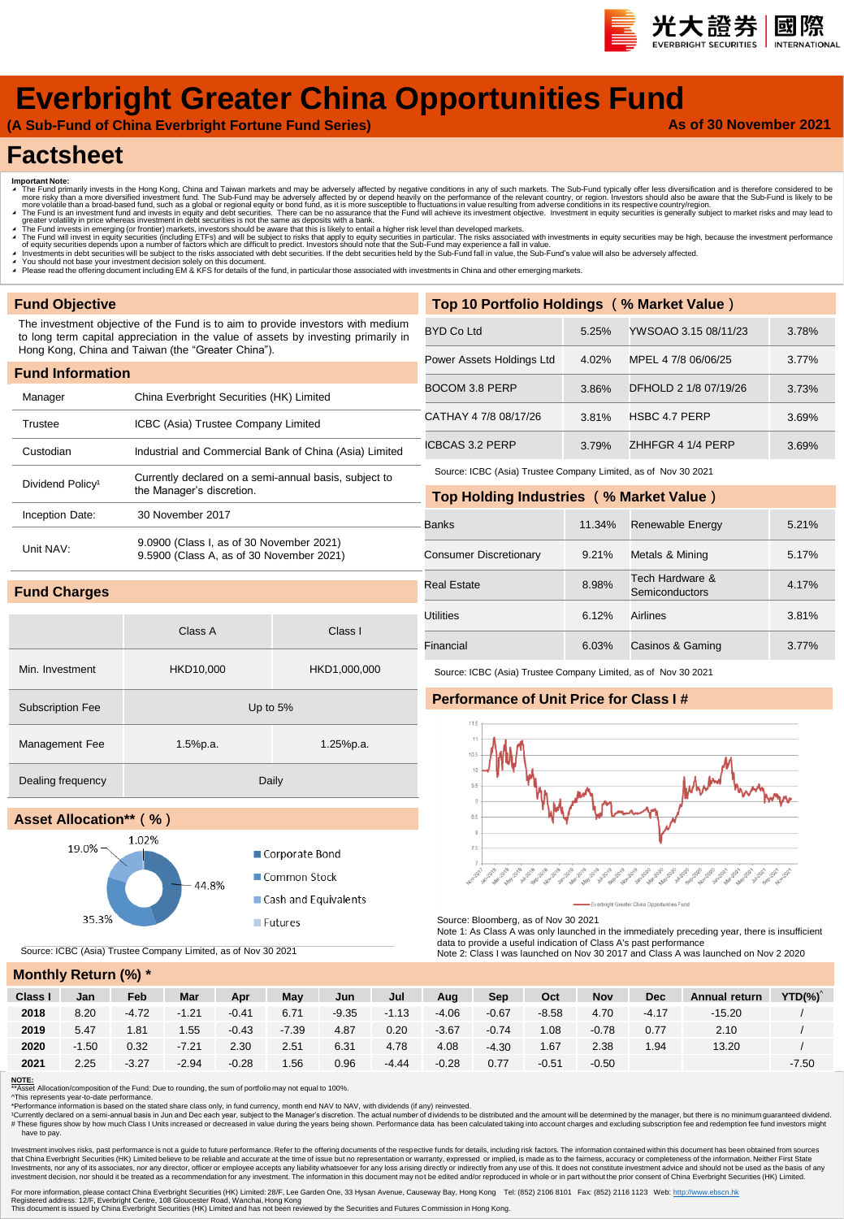# Everbright Greater China Opportunities Fund

**(A Sub-Fund of China Everbright Fortune Fund Series)** **As of 30 November 2021**

# Factsheet

**Important Note:**

- The Fund primarily invests in the Hong Kong, China and Taiwan markets and may be adversely affected by negative conditions in any of such markets. The Sub-Fund typically offer less diversification and is therefore considered to be more risky than a more diversified investment fund. The Sub-Fund may be adversely affected by or depend heavily on the performance of the relevant country, or region. Investors should also be aware that the Sub-Fund is likely to be more volatile than a broad-based fund, such as a global or regional equity or bond fund, as it is more susceptible to fluctuations in value resulting from adverse conditions in its respective country/region.
- The Fund is an investment fund and invests in equity and debt securities. There can be no assurance that the Fund will achieve its investment objective. Investment in equity securities is generally subject to market risks and may lead to greater volatility in price whereas investment in debt securities is not the same as deposits with a bank.
- The Fund invests in emerging (or frontier) markets, investors should be aware that this is likely to entail a higher risk level than developed markets.
- The Fund will invest in equity securities (including ETFs) and will be subject to risks that apply to equity securities in particular. The risks associated with investments in equity securities may be high, because the investment performance of equity securities depends upon a number of factors which are difficult to predict. Investors should note that the Sub-Fund may experience a fall in value.
- Investments in debt securities will be subject to the risks associated with debt securities. If the debt securities held by the Sub-Fund fall in value, the Sub-Fund's value will also be adversely affected.
- You should not base your investment decision solely on this document.
- Please read the offering document including EM & KFS for details of the fund, in particular those associated with investments in China and other emerging markets.

## Fund Objective

The investment objective of the Fund is to aim to provide investors with medium to long term capital appreciation in the value of assets by investing primarily in Hong Kong, China and Taiwan (the "Greater China").

## Fund Information

| | |
|---|---|
| Manager | China Everbright Securities (HK) Limited |
| Trustee | ICBC (Asia) Trustee Company Limited |
| Custodian | Industrial and Commercial Bank of China (Asia) Limited |
| Dividend Policy[1] | Currently declared on a semi-annual basis, subject to the Manager's discretion. |
| Inception Date: | 30 November 2017 |
| Unit NAV: | 9.0900 (Class I, as of 30 November 2021)<br>9.5900 (Class A, as of 30 November 2021) |

## Fund Charges

| | Class A | Class I |
|---|---|---|
| Min. Investment | HKD10,000 | HKD1,000,000 |
| Subscription Fee | Up to 5% | |
| Management Fee | 1.5%p.a. | 1.25%p.a. |
| Dealing frequency | Daily | |

## Asset Allocation** ( % )

| Asset | % |
|---|---|
| Corporate Bond | 44.8% |
| Common Stock | 35.3% |
| Cash and Equivalents | 19.0% |
| Futures | 1.02% |

Source: ICBC (Asia) Trustee Company Limited, as of Nov 30 2021

## Top 10 Portfolio Holdings ( % Market Value )

| | | | |
|---|---|---|---|
| BYD Co Ltd | 5.25% | YWSOAO 3.15 08/11/23 | 3.78% |
| Power Assets Holdings Ltd | 4.02% | MPEL 4 7/8 06/06/25 | 3.77% |
| BOCOM 3.8 PERP | 3.86% | DFHOLD 2 1/8 07/19/26 | 3.73% |
| CATHAY 4 7/8 08/17/26 | 3.81% | HSBC 4.7 PERP | 3.69% |
| ICBCAS 3.2 PERP | 3.79% | ZHHFGR 4 1/4 PERP | 3.69% |

Source: ICBC (Asia) Trustee Company Limited, as of Nov 30 2021

## Top Holding Industries ( % Market Value )

| | | | |
|---|---|---|---|
| Banks | 11.34% | Renewable Energy | 5.21% |
| Consumer Discretionary | 9.21% | Metals & Mining | 5.17% |
| Real Estate | 8.98% | Tech Hardware & Semiconductors | 4.17% |
| Utilities | 6.12% | Airlines | 3.81% |
| Financial | 6.03% | Casinos & Gaming | 3.77% |

Source: ICBC (Asia) Trustee Company Limited, as of Nov 30 2021

## Performance of Unit Price for Class I #

Source: Bloomberg, as of Nov 30 2021

Note 1: As Class A was only launched in the immediately preceding year, there is insufficient data to provide a useful indication of Class A's past performance

Note 2: Class I was launched on Nov 30 2017 and Class A was launched on Nov 2 2020

## Monthly Return (%) *

| Class I | Jan | Feb | Mar | Apr | May | Jun | Jul | Aug | Sep | Oct | Nov | Dec | Annual return | YTD(%)^ |
|---|---|---|---|---|---|---|---|---|---|---|---|---|---|---|
| 2018 | 8.20 | -4.72 | -1.21 | -0.41 | 6.71 | -9.35 | -1.13 | -4.06 | -0.67 | -8.58 | 4.70 | -4.17 | -15.20 | / |
| 2019 | 5.47 | 1.81 | 1.55 | -0.43 | -7.39 | 4.87 | 0.20 | -3.67 | -0.74 | 1.08 | -0.78 | 0.77 | 2.10 | / |
| 2020 | -1.50 | 0.32 | -7.21 | 2.30 | 2.51 | 6.31 | 4.78 | 4.08 | -4.30 | 1.67 | 2.38 | 1.94 | 13.20 | / |
| 2021 | 2.25 | -3.27 | -2.94 | -0.28 | 1.56 | 0.96 | -4.44 | -0.28 | 0.77 | -0.51 | -0.50 | | | -7.50 |

**NOTE:**

**Asset Allocation/composition of the Fund: Due to rounding, the sum of portfolio may not equal to 100%.

^This represents year-to-date performance.

*Performance information is based on the stated share class only, in fund currency, month end NAV to NAV, with dividends (if any) reinvested.

[1]Currently declared on a semi-annual basis in Jun and Dec each year, subject to the Manager's discretion. The actual number of dividends to be distributed and the amount will be determined by the manager, but there is no minimum guaranteed dividend.

# These figures show by how much Class I Units increased or decreased in value during the years being shown. Performance data has been calculated taking into account charges and excluding subscription fee and redemption fee fund investors might have to pay.

Investment involves risks, past performance is not a guide to future performance. Refer to the offering documents of the respective funds for details, including risk factors. The information contained within this document has been obtained from sources that China Everbright Securities (HK) Limited believe to be reliable and accurate at the time of issue but no representation or warranty, expressed or implied, is made as to the fairness, accuracy or completeness of the information. Neither First State Investments, nor any of its associates, nor any director, officer or employee accepts any liability whatsoever for any loss arising directly or indirectly from any use of this. It does not constitute investment advice and should not be used as the basis of any investment decision, nor should it be treated as a recommendation for any investment. The information in this document may not be edited and/or reproduced in whole or in part without the prior consent of China Everbright Securities (HK) Limited.

For more information, please contact China Everbright Securities (HK) Limited: 28/F, Lee Garden One, 33 Hysan Avenue, Causeway Bay, Hong Kong Tel: (852) 2106 8101 Fax: (852) 2116 1123 Web: http://www.ebscn.hk

Registered address: 12/F, Everbright Centre, 108 Gloucester Road, Wanchai, Hong Kong

This document is issued by China Everbright Securities (HK) Limited and has not been reviewed by the Securities and Futures Commission in Hong Kong.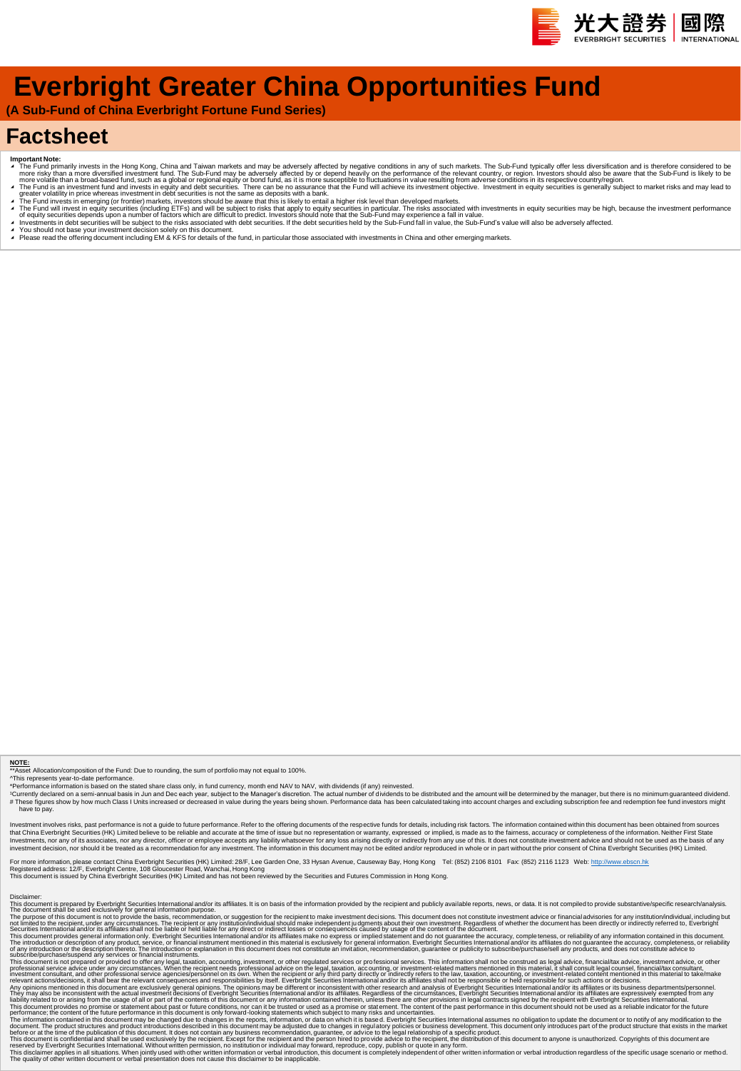# Everbright Greater China Opportunities Fund

**(A Sub-Fund of China Everbright Fortune Fund Series)**

## Factsheet

**Important Note:**

- The Fund primarily invests in the Hong Kong, China and Taiwan markets and may be adversely affected by negative conditions in any of such markets. The Sub-Fund typically offer less diversification and is therefore considered to be more risky than a more diversified investment fund. The Sub-Fund may be adversely affected by or depend heavily on the performance of the relevant country, or region. Investors should also be aware that the Sub-Fund is likely to be more volatile than a broad-based fund, such as a global or regional equity or bond fund, as it is more susceptible to fluctuations in value resulting from adverse conditions in its respective country/region.
- The Fund is an investment fund and invests in equity and debt securities. There can be no assurance that the Fund will achieve its investment objective. Investment in equity securities is generally subject to market risks and may lead to greater volatility in price whereas investment in debt securities is not the same as deposits with a bank.
- The Fund invests in emerging (or frontier) markets, investors should be aware that this is likely to entail a higher risk level than developed markets.
- The Fund will invest in equity securities (including ETFs) and will be subject to risks that apply to equity securities in particular. The risks associated with investments in equity securities may be high, because the investment performance of equity securities depends upon a number of factors which are difficult to predict. Investors should note that the Sub-Fund may experience a fall in value.
- Investments in debt securities will be subject to the risks associated with debt securities. If the debt securities held by the Sub-Fund fall in value, the Sub-Fund's value will also be adversely affected.
- You should not base your investment decision solely on this document.
- Please read the offering document including EM & KFS for details of the fund, in particular those associated with investments in China and other emerging markets.

**NOTE:**

**Asset Allocation/composition of the Fund: Due to rounding, the sum of portfolio may not equal to 100%.

^This represents year-to-date performance.

*Performance information is based on the stated share class only, in fund currency, month end NAV to NAV, with dividends (if any) reinvested.

¹Currently declared on a semi-annual basis in Jun and Dec each year, subject to the Manager's discretion. The actual number of dividends to be distributed and the amount will be determined by the manager, but there is no minimum guaranteed dividend.

# These figures show by how much Class I Units increased or decreased in value during the years being shown. Performance data has been calculated taking into account charges and excluding subscription fee and redemption fee fund investors might have to pay.

Investment involves risks, past performance is not a guide to future performance. Refer to the offering documents of the respective funds for details, including risk factors. The information contained within this document has been obtained from sources that China Everbright Securities (HK) Limited believe to be reliable and accurate at the time of issue but no representation or warranty, expressed or implied, is made as to the fairness, accuracy or completeness of the information. Neither First State Investments, nor any of its associates, nor any director, officer or employee accepts any liability whatsoever for any loss arising directly or indirectly from any use of this. It does not constitute investment advice and should not be used as the basis of any investment decision, nor should it be treated as a recommendation for any investment. The information in this document may not be edited and/or reproduced in whole or in part without the prior consent of China Everbright Securities (HK) Limited.

For more information, please contact China Everbright Securities (HK) Limited: 28/F, Lee Garden One, 33 Hysan Avenue, Causeway Bay, Hong Kong Tel: (852) 2106 8101 Fax: (852) 2116 1123 Web: http://www.ebscn.hk
Registered address: 12/F, Everbright Centre, 108 Gloucester Road, Wanchai, Hong Kong
This document is issued by China Everbright Securities (HK) Limited and has not been reviewed by the Securities and Futures Commission in Hong Kong.

Disclaimer:

This document is prepared by Everbright Securities International and/or its affiliates. It is on basis of the information provided by the recipient and publicly available reports, news, or data. It is not compiled to provide substantive/specific research/analysis. The document shall be used exclusively for general information purpose.

The purpose of this document is not to provide the basis, recommendation, or suggestion for the recipient to make investment decisions. This document does not constitute investment advice or financial advisories for any institution/individual, including but not limited to the recipient, under any circumstances. The recipient or any institution/individual should make independent judgments about their own investment. Regardless of whether the document has been directly or indirectly referred to, Everbright Securities International and/or its affiliates shall not be liable or held liable for any direct or indirect losses or consequences caused by usage of the content of the document.

This document provides general information only. Everbright Securities International and/or its affiliates make no express or implied statement and do not guarantee the accuracy, completeness, or reliability of any information contained in this document. The introduction or description of any product, service, or financial instrument mentioned in this material is exclusively for general information. Everbright Securities International and/or its affiliates do not guarantee the accuracy, completeness, or reliability of any introduction or the description thereto. The introduction or explanation in this document does not constitute an invitation, recommendation, guarantee or publicity to subscribe/purchase/sell any products, and does not constitute advice to subscribe/purchase/suspend any services or financial instruments.

This document is not prepared or provided to offer any legal, taxation, accounting, investment, or other regulated services or professional services. This information shall not be construed as legal advice, financial/tax advice, investment advice, or other professional service advice under any circumstances. When the recipient needs professional advice on the legal, taxation, accounting, or investment-related matters mentioned in this material, it shall consult legal counsel, financial/tax consultant, investment consultant, and other professional service agencies/personnel on its own. When the recipient or any third party directly or indirectly refers to the law, taxation, accounting, or investment-related content mentioned in this material to take/make relevant actions/decisions, it shall bear the relevant consequences and responsibilities by itself. Everbright Securities International and/or its affiliates shall not be responsible or held responsible for such actions or decisions.

Any opinions mentioned in this document are exclusively general opinions. The opinions may be different or inconsistent with other research and analysis of Everbright Securities International and/or its affiliates or its business departments/personnel. They may also be inconsistent with the actual investment decisions of Everbright Securities International and/or its affiliates. Regardless of the circumstances, Everbright Securities International and/or its affiliates are expressively exempted from any liability related to or arising from the usage of all or part of the contents of this document or any information contained therein, unless there are other provisions in legal contracts signed by the recipient with Everbright Securities International.

This document provides no promise or statement about past or future conditions, nor can it be trusted or used as a promise or statement. The content of the past performance in this document should not be used as a reliable indicator for the future performance; the content of the future performance in this document is only forward-looking statements which subject to many risks and uncertainties.

The information contained in this document may be changed due to changes in the reports, information, or data on which it is based. Everbright Securities International assumes no obligation to update the document or to notify of any modification to the document. The product structures and product introductions described in this document may be adjusted due to changes in regulatory policies or business development. This document only introduces part of the product structure that exists in the market before or at the time of the publication of this document. It does not contain any business recommendation, guarantee, or advice to the legal relationship of a specific product.

This document is confidential and shall be used exclusively by the recipient. Except for the recipient and the person hired to provide advice to the recipient, the distribution of this document to anyone is unauthorized. Copyrights of this document are reserved by Everbright Securities International. Without written permission, no institution or individual may forward, reproduce, copy, publish or quote in any form.

This disclaimer applies in all situations. When jointly used with other written information or verbal introduction, this document is completely independent of other written information or verbal introduction regardless of the specific usage scenario or method. The quality of other written document or verbal presentation does not cause this disclaimer to be inapplicable.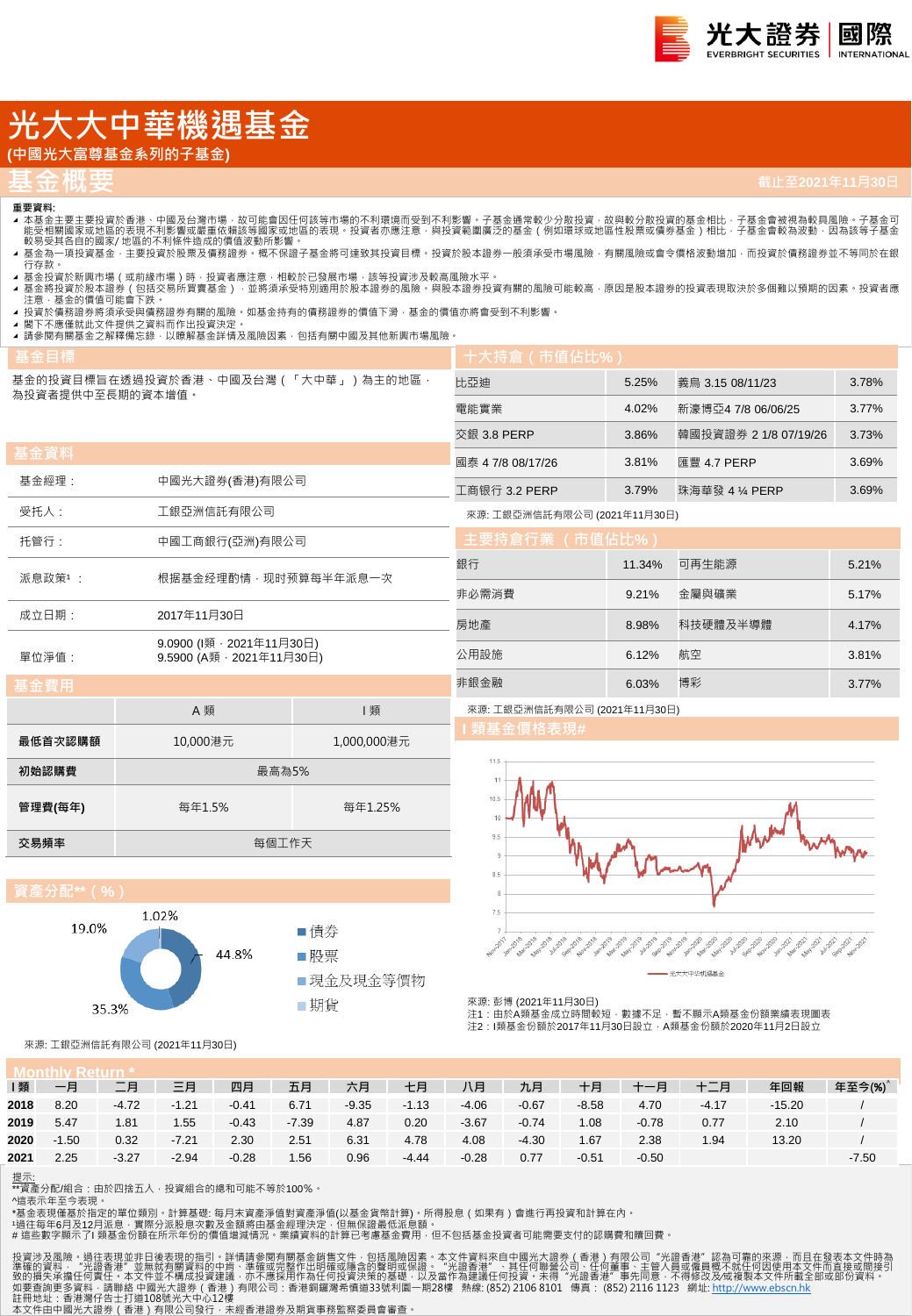# 光大大中華機遇基金

**(中國光大富尊基金系列的子基金)**

## 基金概要

**截止至2021年11月30日**

**重要資料:**

- 本基金主要主要投資於香港、中國及台灣市場，故可能會因任何該等市場的不利環境而受到不利影響。子基金通常較少分散投資，故與較分散投資的基金相比，子基金會被視為較具風險。子基金可能受相關國家或地區的表現不利影響或嚴重依賴該等國家或地區的表現。投資者亦應注意，與投資範圍廣泛的基金（例如環球或地區性股票或債券基金）相比，子基金會較為波動，因為該等子基金較易受其各自的國家/地區的不利條件造成的價值波動所影響。
- 基金為一項投資基金，主要投資於股票及債務證券。概不保證子基金將可達致其投資目標。投資於股本證券一般須承受市場風險，有關風險或會令價格波動增加，而投資於債務證券並不等同於在銀行存款。
- 基金投資於新興市場（或前緣市場）時，投資者應注意，相較於已發展市場，該等投資涉及較高風險水平。
- 基金將投資於股本證券（包括交易所買賣基金），並將須承受特別適用於股本證券的風險。與股本證券投資有關的風險可能較高，原因是股本證券的投資表現取決於多個難以預期的因素。投資者應注意，基金的價值可能會下跌。
- 投資於債務證券將須承受與債務證券有關的風險。如基金持有的債務證券的價值下滑，基金的價值亦將會受到不利影響。
- 閣下不應僅就此文件提供之資料而作出投資決定。
- 請參閱有關基金之解釋備忘錄，以瞭解基金詳情及風險因素，包括有關中國及其他新興市場風險。

## 基金目標

基金的投資目標旨在透過投資於香港、中國及台灣（「大中華」）為主的地區，為投資者提供中至長期的資本增值。

## 基金資料

| | |
|---|---|
| 基金經理： | 中國光大證券(香港)有限公司 |
| 受托人： | 工銀亞洲信託有限公司 |
| 托管行： | 中國工商銀行(亞洲)有限公司 |
| 派息政策¹： | 根據基金經理酌情，現時預算每半年派息一次 |
| 成立日期： | 2017年11月30日 |
| 單位淨值： | 9.0900 (I類，2021年11月30日)<br>9.5900 (A類，2021年11月30日) |

## 基金費用

| | A 類 | I 類 |
|---|---|---|
| **最低首次認購額** | 10,000港元 | 1,000,000港元 |
| **初始認購費** | 最高為5% | |
| **管理費(每年)** | 每年1.5% | 每年1.25% |
| **交易頻率** | 每個工作天 | |

## 資產分配**（%）

| 資產 | % |
|---|---|
| 債券 | 44.8% |
| 股票 | 35.3% |
| 現金及現金等價物 | 19.0% |
| 期貨 | 1.02% |

來源: 工銀亞洲信託有限公司 (2021年11月30日)

## 十大持倉（市值佔比%）

| | | | |
|---|---|---|---|
| 比亞迪 | 5.25% | 義烏 3.15 08/11/23 | 3.78% |
| 電能實業 | 4.02% | 新濠博亞4 7/8 06/06/25 | 3.77% |
| 交銀 3.8 PERP | 3.86% | 韓國投資證券 2 1/8 07/19/26 | 3.73% |
| 國泰 4 7/8 08/17/26 | 3.81% | 匯豐 4.7 PERP | 3.69% |
| 工商银行 3.2 PERP | 3.79% | 珠海華發 4 ¼ PERP | 3.69% |

來源: 工銀亞洲信託有限公司 (2021年11月30日)

## 主要持倉行業（市值佔比%）

| | | | |
|---|---|---|---|
| 銀行 | 11.34% | 可再生能源 | 5.21% |
| 非必需消費 | 9.21% | 金屬與礦業 | 5.17% |
| 房地產 | 8.98% | 科技硬體及半導體 | 4.17% |
| 公用設施 | 6.12% | 航空 | 3.81% |
| 非銀金融 | 6.03% | 博彩 | 3.77% |

來源: 工銀亞洲信託有限公司 (2021年11月30日)

## I 類基金價格表現#

來源: 彭博 (2021年11月30日)
注1：由於A類基金成立時間較短，數據不足，暫不顯示A類基金份額業績表現圖表
注2：I類基金份額於2017年11月30日設立，A類基金份額於2020年11月2日設立

## Monthly Return *

| I 類 | 一月 | 二月 | 三月 | 四月 | 五月 | 六月 | 七月 | 八月 | 九月 | 十月 | 十一月 | 十二月 | 年回報 | 年至今(%)^ |
|---|---|---|---|---|---|---|---|---|---|---|---|---|---|---|
| **2018** | 8.20 | -4.72 | -1.21 | -0.41 | 6.71 | -9.35 | -1.13 | -4.06 | -0.67 | -8.58 | 4.70 | -4.17 | -15.20 | / |
| **2019** | 5.47 | 1.81 | 1.55 | -0.43 | -7.39 | 4.87 | 0.20 | -3.67 | -0.74 | 1.08 | -0.78 | 0.77 | 2.10 | / |
| **2020** | -1.50 | 0.32 | -7.21 | 2.30 | 2.51 | 6.31 | 4.78 | 4.08 | -4.30 | 1.67 | 2.38 | 1.94 | 13.20 | / |
| **2021** | 2.25 | -3.27 | -2.94 | -0.28 | 1.56 | 0.96 | -4.44 | -0.28 | 0.77 | -0.51 | -0.50 | | | -7.50 |

提示:
**資產分配/組合：由於四捨五入，投資組合的總和可能不等於100%。
^這表示年至今表現。
*基金表現僅基於指定的單位類別。計算基礎: 每月末資產淨值對資產淨值(以基金貨幣計算)，所得股息（如果有）會進行再投資和計算在內。
¹過往每年6月及12月派息，實際分派股息次數及金額將由基金經理決定，但無保證最低派息額。
# 這些數字顯示了I 類基金份額在所示年份的價值增減情況。業績資料的計算已考慮基金費用，但不包括基金投資者可能需要支付的認購費和贖回費。

投資涉及風險。過往表現並非日後表現的指引。詳情請參閱有關基金銷售文件，包括風險因素。本文件資料來自中國光大證券（香港）有限公司"光證香港"認為可靠的來源，而且在發表本文件時為準確的資料。"光證香港"並無就有關資料的中肯、準確或完整作出明確或隱含的聲明或保證。"光證香港"、其任何聯營公司、任何董事、主管人員或僱員概不就任何因使用本文件而直接或間接引致的損失承擔任何責任。本文件並不構成投資建議，亦不應採用作為任何投資決策的基礎，以及當作為建議任何投資。未得"光證香港"事先同意，不得修改及/或複製本文件所載全部或部份資料。
如要查詢更多資料，請聯絡 中國光大證券（香港）有限公司：香港銅鑼灣希慎道33號利園一期28樓 熱線: (852) 2106 8101 傳真：(852) 2116 1123 網址: http://www.ebscn.hk
註冊地址：香港灣仔告士打道108號光大中心12樓
本文件由中國光大證券（香港）有限公司發行，未經香港證券及期貨事務監察委員會審查。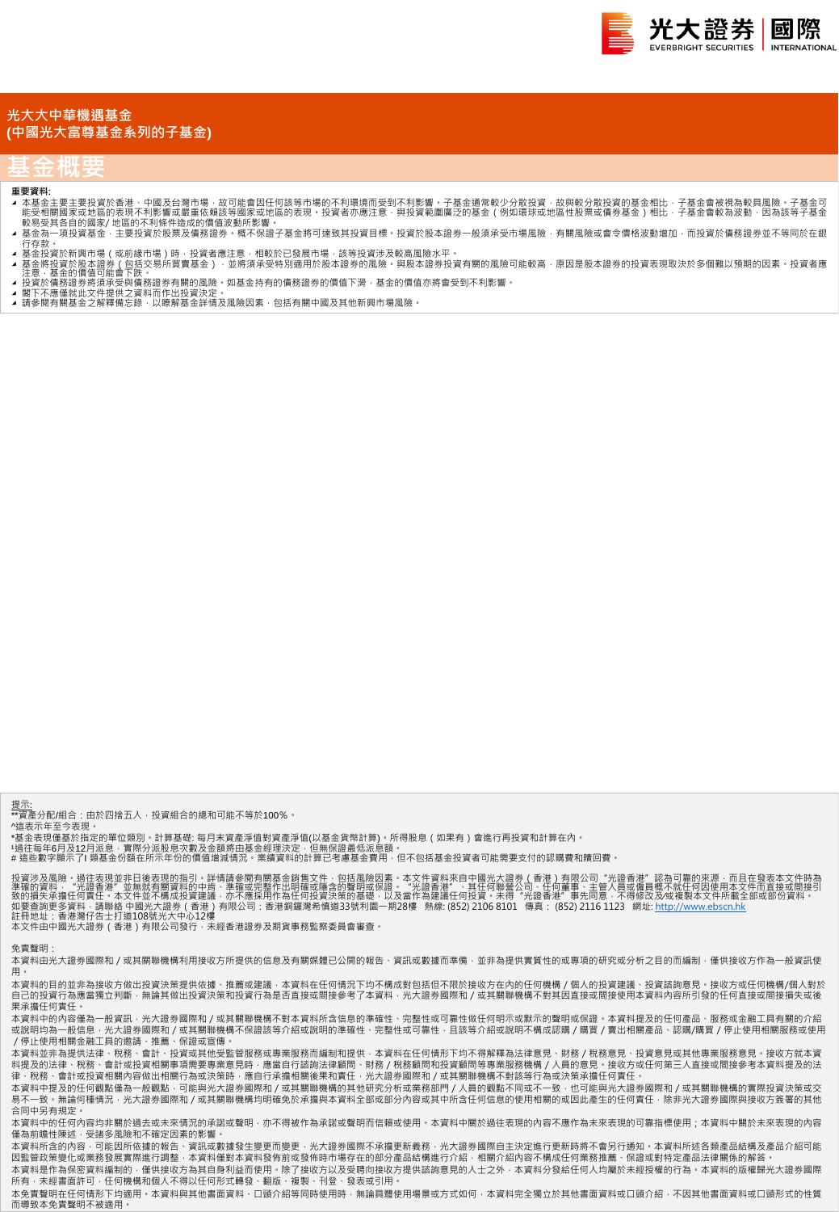光大證券 國際
EVERBRIGHT SECURITIES INTERNATIONAL

# 光大大中華機遇基金
# (中國光大富尊基金系列的子基金)

## 基金概要

**重要資料:**

- 本基金主要主要投資於香港、中國及台灣市場，故可能會因任何該等市場的不利環境而受到不利影響。子基金通常較少分散投資，故與較分散投資的基金相比，子基金會被視為較具風險。子基金可能受相關國家或地區的表現不利影響或嚴重依賴該等國家或地區的表現。投資者亦應注意，與投資範圍廣泛的基金（例如環球或地區性股票或債券基金）相比，子基金會較為波動，因為該等子基金較易受其各自的國家/ 地區的不利條件造成的價值波動所影響。
- 基金為一項投資基金，主要投資於股票及債務證券。概不保證子基金將可達致其投資目標。投資於股本證券一般須承受市場風險，有關風險或會令價格波動增加，而投資於債務證券並不等同於在銀行存款。
- 基金投資於新興市場（或前線市場）時，投資者應注意，相較於已發展市場，該等投資涉及較高風險水平。
- 基金將投資於股本證券（包括交易所買賣基金），並將須承受特別適用於股本證券的風險。與股本證券投資有關的風險可能較高，原因是股本證券的投資表現取決於多個難以預期的因素。投資者應注意，基金的價值可能會下跌。
- 投資於債務證券將須承受與債務證券有關的風險。如基金持有的債務證券的價值下滑，基金的價值亦將會受到不利影響。
- 閣下不應僅就此文件提供之資料而作出投資決定。
- 請參閱有關基金之解釋備忘錄，以瞭解基金詳情及風險因素，包括有關中國及其他新興市場風險。

提示:
**資產分配/組合：由於四捨五入，投資組合的總和可能不等於100%。
^過表示年至今表現。
*基金表現僅基於指定的單位類別。計算基礎: 每月末資產淨值對資產淨值(以基金貨幣計算)。所得股息（如果有）會進行再投資和計算在內。
¹過往每年6月及12月派息，實際分派股息次數及金額將由基金經理決定，但無保證最低派息額。
# 這些數字顯示了I 類基金份額在所示年份的價值增減情況。業績資料的計算已考慮基金費用，但不包括基金投資者可能需要支付的認購費和贖回費。

投資涉及風險。過往表現並非日後表現的指引。詳情請參閱有關基金銷售文件，包括風險因素。本文件資料來自中國光大證券（香港）有限公司 "光證香港" 認為可靠的來源，而且在發表本文件時為準確的資料，"光證香港" 並無就有關資料的中肯、準確或完整作出明確或隱含的聲明或保證。"光證香港"、其任何聯營公司、任何董事、主管人員或僱員概不就任何因使用本文件而直接或間接引致的損失承擔任何責任。本文件並不構成投資建議，亦不應採用作為任何投資決策的基礎，以及當作為建議任何投資。未得 "光證香港" 事先同意，不得修改及/或複製本文件全部或部份資料。
如要查詢更多資料，請聯絡 中國光大證券（香港）有限公司：香港銅鑼灣希慎道33號利園一期28樓 熱線: (852) 2106 8101 傳真：(852) 2116 1123 網址: http://www.ebscn.hk
註冊地址：香港灣仔告士打道108號光大中心12樓
本文件由中國光大證券（香港）有限公司發行，未經香港證券及期貨事務監察委員會審查。

免責聲明：
本資料由光大證券國際和 / 或其關聯機構利用接收方所提供的信息及有關媒體已公開的報告、資訊或數據而準備，並非為提供實質性的或專項的研究或分析之目的而編制，僅供接收方作為一般資訊使用。
本資料的目的並非為接收方做出投資決策提供依據、推薦或建議，本資料在任何情況下均不構成對包括但不限於接收方在內的任何機構 / 個人的投資建議、投資諮詢意見。接收方或任何機構/個人對於自己的投資行為應當獨立判斷，無論其做出投資決策和投資行為是否直接或間接參考了本資料，光大證券國際和 / 或其關聯機構不對其因直接或間接使用本資料內容所引發的任何直接或間接損失或後果承擔任何責任。
本資料中的內容僅為一般資訊，光大證券國際和 / 或其關聯機構不對本資料所含信息的準確性、完整性或可靠性做任何明示或默示的聲明或保證。本資料提及的任何產品、服務或金融工具有關的介紹或說明均為一般信息，光大證券國際和 / 或其關聯機構不保證該等介紹或說明的準確性、完整性或可靠性，且該等介紹或說明不構成認購 / 購買 / 賣出相關產品、認購/購買 / 停止使用相關服務或使用 / 停止使用相關金融工具的邀請、推薦、保證或宣傳。
本資料並非為提供法律、稅務、會計、投資或其他受監管服務或專業服務而編制和提供，本資料在任何情形下均不得解釋為法律意見、財務 / 稅務意見、投資意見或其他專業服務意見。接收方就本資料提及的法律、稅務、會計或投資相關事項需要專業意見時，應當自行諮詢法律顧問、財務 / 稅務顧問和投資顧問等專業服務機構 / 人員的意見。接收方或任何第三人直接或間接參考本資料提及的法律、稅務、會計或投資相關內容做出相關行為或決策時，應自行承擔相關後果和責任，光大證券國際和 / 或其關聯機構不對該等行為或決策承擔任何責任。
本資料中提及的任何觀點僅為一般觀點，可能與光大證券國際和 / 或其關聯機構的其他研究分析或業務部門 / 人員的觀點不同或不一致，也可能與光大證券國際和 / 或其關聯機構的實際投資決策或交易不一致。無論何種情況，光大證券國際和 / 或其關聯機構均明確免於承擔與本資料全部或部分內容或其中所含任何信息的使用相關的或因此產生的任何責任，除非光大證券國際與接收方簽署的其他合同中另有規定。
本資料中的任何內容均非關於過去或未來情況的承諾或聲明，亦不得被作為承諾或聲明而信賴或使用。本資料中關於過往表現的內容不應作為未來表現的可靠指標使用；本資料中關於未來表現的內容僅為前瞻性陳述，受諸多風險和不確定因素的影響。
本資料所含的內容，可能因所依據的報告、資訊或數據發生變更而變更，光大證券國際不承擔更新義務，光大證券國際自主決定進行更新時將不會另行通知。本資料所述各類產品結構及產品介紹可能因監管政策變化或業務發展實際進行調整，本資料僅對本資料發佈前或發佈時市場存在的部分產品結構進行介紹，相關介紹內容不構成任何業務推薦、保證或對特定產品法律關係的解答。
本資料是作為保密資料編制的，僅供接收方為其自身利益而使用。除了接收方以及受聘向接收方提供諮詢意見的人士之外，本資料分發給任何人均屬於未經授權的行為。本資料的版權歸光大證券國際所有，未經書面許可，任何機構和個人不得以任何形式轉發、翻版、複製、刊登、發表或引用。
本免責聲明在任何情形下均適用，本資料與其他書面資料、口頭介紹等同時使用時，無論具體使用場景或方式如何，本資料完全獨立於其他書面資料或口頭介紹，不因其他書面資料或口頭形式的任何陳述而導致本免責聲明不被適用。